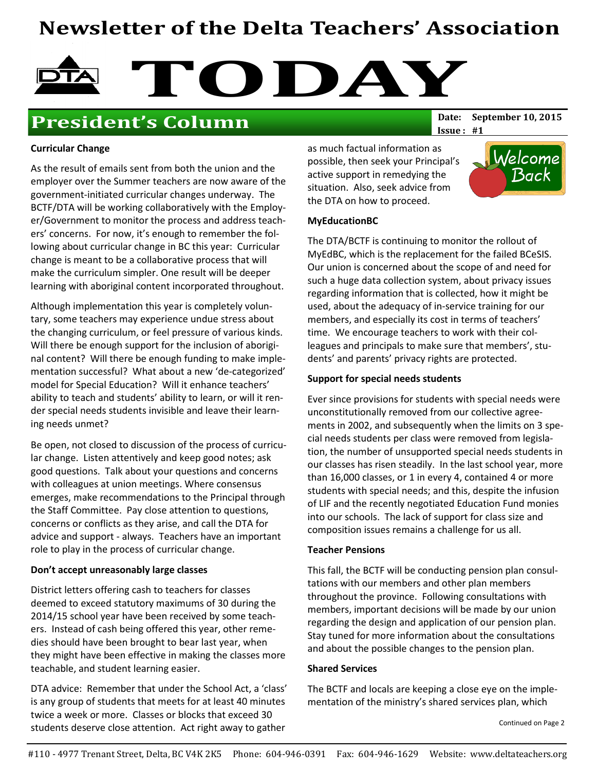# Newsletter of the Delta Teachers' Association

# TODAY

## President's Column

**Date: September 10, 2015**
**Issue : #1**

**Curricular Change**

As the result of emails sent from both the union and the employer over the Summer teachers are now aware of the government-initiated curricular changes underway. The BCTF/DTA will be working collaboratively with the Employer/Government to monitor the process and address teachers' concerns. For now, it's enough to remember the following about curricular change in BC this year: Curricular change is meant to be a collaborative process that will make the curriculum simpler. One result will be deeper learning with aboriginal content incorporated throughout.

Although implementation this year is completely voluntary, some teachers may experience undue stress about the changing curriculum, or feel pressure of various kinds. Will there be enough support for the inclusion of aboriginal content? Will there be enough funding to make implementation successful? What about a new 'de-categorized' model for Special Education? Will it enhance teachers' ability to teach and students' ability to learn, or will it render special needs students invisible and leave their learning needs unmet?

Be open, not closed to discussion of the process of curricular change. Listen attentively and keep good notes; ask good questions. Talk about your questions and concerns with colleagues at union meetings. Where consensus emerges, make recommendations to the Principal through the Staff Committee. Pay close attention to questions, concerns or conflicts as they arise, and call the DTA for advice and support - always. Teachers have an important role to play in the process of curricular change.

**Don't accept unreasonably large classes**

District letters offering cash to teachers for classes deemed to exceed statutory maximums of 30 during the 2014/15 school year have been received by some teachers. Instead of cash being offered this year, other remedies should have been brought to bear last year, when they might have been effective in making the classes more teachable, and student learning easier.

DTA advice: Remember that under the School Act, a 'class' is any group of students that meets for at least 40 minutes twice a week or more. Classes or blocks that exceed 30 students deserve close attention. Act right away to gather as much factual information as possible, then seek your Principal's active support in remedying the situation. Also, seek advice from the DTA on how to proceed.

Welcome Back

**MyEducationBC**

The DTA/BCTF is continuing to monitor the rollout of MyEdBC, which is the replacement for the failed BCeSIS. Our union is concerned about the scope of and need for such a huge data collection system, about privacy issues regarding information that is collected, how it might be used, about the adequacy of in-service training for our members, and especially its cost in terms of teachers' time. We encourage teachers to work with their colleagues and principals to make sure that members', students' and parents' privacy rights are protected.

**Support for special needs students**

Ever since provisions for students with special needs were unconstitutionally removed from our collective agreements in 2002, and subsequently when the limits on 3 special needs students per class were removed from legislation, the number of unsupported special needs students in our classes has risen steadily. In the last school year, more than 16,000 classes, or 1 in every 4, contained 4 or more students with special needs; and this, despite the infusion of LIF and the recently negotiated Education Fund monies into our schools. The lack of support for class size and composition issues remains a challenge for us all.

**Teacher Pensions**

This fall, the BCTF will be conducting pension plan consultations with our members and other plan members throughout the province. Following consultations with members, important decisions will be made by our union regarding the design and application of our pension plan. Stay tuned for more information about the consultations and about the possible changes to the pension plan.

**Shared Services**

The BCTF and locals are keeping a close eye on the implementation of the ministry's shared services plan, which

Continued on Page 2

#110 - 4977 Trenant Street, Delta, BC V4K 2K5 Phone: 604-946-0391 Fax: 604-946-1629 Website: www.deltateachers.org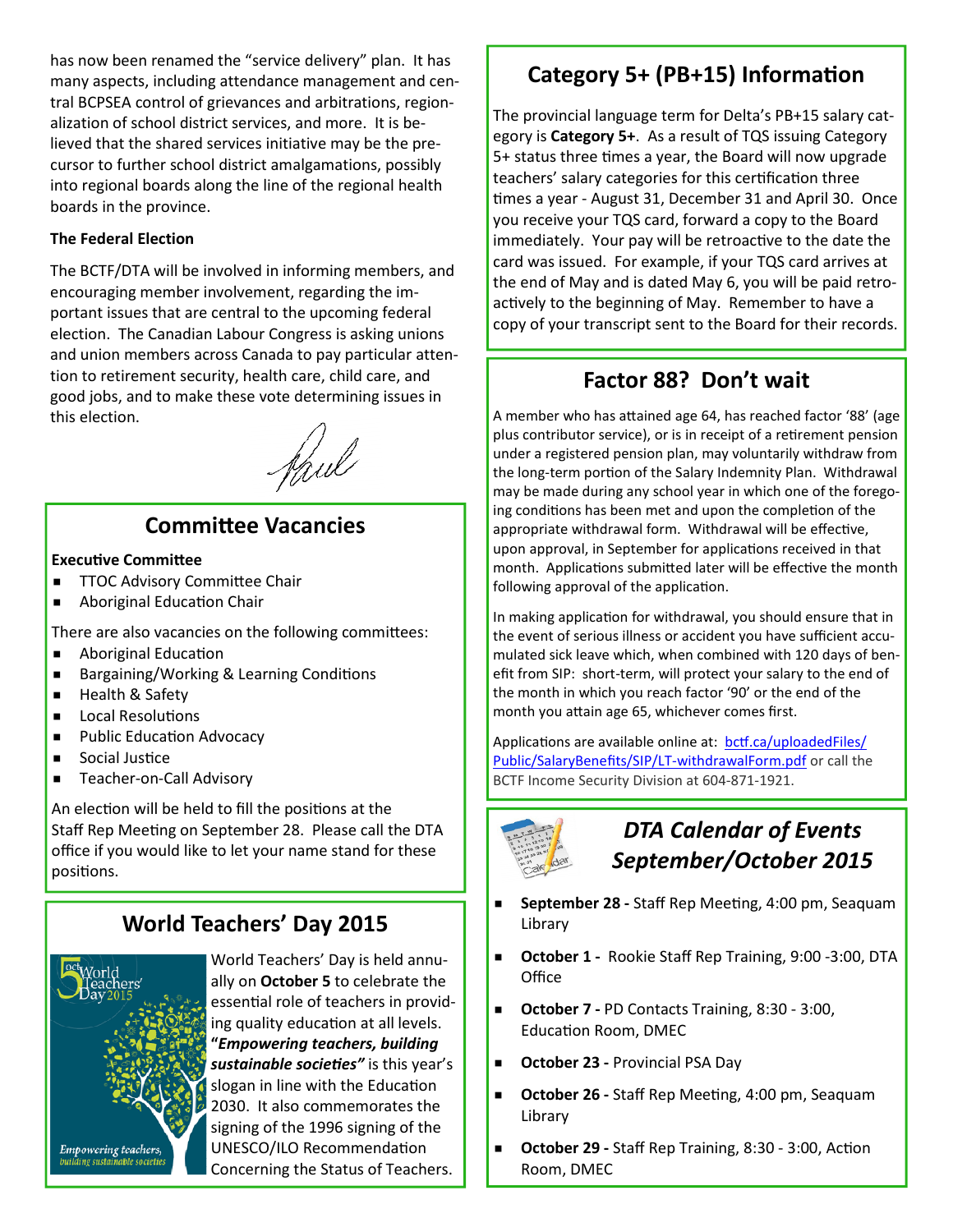has now been renamed the "service delivery" plan. It has many aspects, including attendance management and central BCPSEA control of grievances and arbitrations, regionalization of school district services, and more. It is believed that the shared services initiative may be the precursor to further school district amalgamations, possibly into regional boards along the line of the regional health boards in the province.

**The Federal Election**

The BCTF/DTA will be involved in informing members, and encouraging member involvement, regarding the important issues that are central to the upcoming federal election. The Canadian Labour Congress is asking unions and union members across Canada to pay particular attention to retirement security, health care, child care, and good jobs, and to make these vote determining issues in this election.

Paul

## Committee Vacancies

**Executive Committee**

- TTOC Advisory Committee Chair
- Aboriginal Education Chair

There are also vacancies on the following committees:

- Aboriginal Education
- Bargaining/Working & Learning Conditions
- Health & Safety
- Local Resolutions
- Public Education Advocacy
- Social Justice
- Teacher-on-Call Advisory

An election will be held to fill the positions at the Staff Rep Meeting on September 28. Please call the DTA office if you would like to let your name stand for these positions.

## World Teachers' Day 2015

World Teachers' Day is held annually on **October 5** to celebrate the essential role of teachers in providing quality education at all levels. **"*Empowering teachers, building sustainable societies"*** is this year's slogan in line with the Education 2030. It also commemorates the signing of the 1996 signing of the UNESCO/ILO Recommendation Concerning the Status of Teachers.

## Category 5+ (PB+15) Information

The provincial language term for Delta's PB+15 salary category is **Category 5+**. As a result of TQS issuing Category 5+ status three times a year, the Board will now upgrade teachers' salary categories for this certification three times a year - August 31, December 31 and April 30. Once you receive your TQS card, forward a copy to the Board immediately. Your pay will be retroactive to the date the card was issued. For example, if your TQS card arrives at the end of May and is dated May 6, you will be paid retroactively to the beginning of May. Remember to have a copy of your transcript sent to the Board for their records.

## Factor 88? Don't wait

A member who has attained age 64, has reached factor '88' (age plus contributor service), or is in receipt of a retirement pension under a registered pension plan, may voluntarily withdraw from the long-term portion of the Salary Indemnity Plan. Withdrawal may be made during any school year in which one of the foregoing conditions has been met and upon the completion of the appropriate withdrawal form. Withdrawal will be effective, upon approval, in September for applications received in that month. Applications submitted later will be effective the month following approval of the application.

In making application for withdrawal, you should ensure that in the event of serious illness or accident you have sufficient accumulated sick leave which, when combined with 120 days of benefit from SIP: short-term, will protect your salary to the end of the month in which you reach factor '90' or the end of the month you attain age 65, whichever comes first.

Applications are available online at: bctf.ca/uploadedFiles/Public/SalaryBenefits/SIP/LT-withdrawalForm.pdf or call the BCTF Income Security Division at 604-871-1921.

## *DTA Calendar of Events September/October 2015*

- **September 28 -** Staff Rep Meeting, 4:00 pm, Seaquam Library
- **October 1 -** Rookie Staff Rep Training, 9:00 -3:00, DTA Office
- **October 7 -** PD Contacts Training, 8:30 - 3:00, Education Room, DMEC
- **October 23 -** Provincial PSA Day
- **October 26 -** Staff Rep Meeting, 4:00 pm, Seaquam Library
- **October 29 -** Staff Rep Training, 8:30 - 3:00, Action Room, DMEC